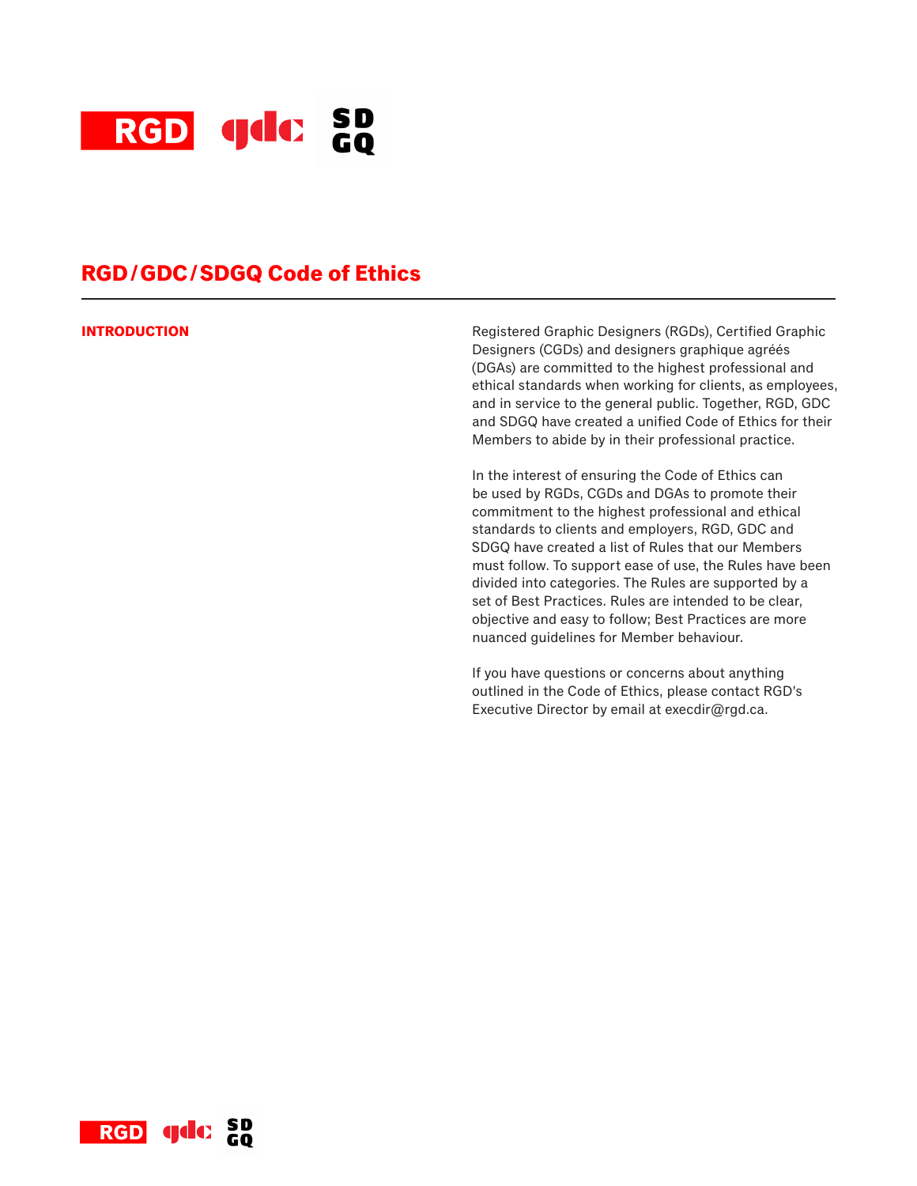# RGD/GDC/SDGQ Code of Ethics

## INTRODUCTION

Registered Graphic Designers (RGDs), Certified Graphic Designers (CGDs) and designers graphique agréés (DGAs) are committed to the highest professional and ethical standards when working for clients, as employees, and in service to the general public. Together, RGD, GDC and SDGQ have created a unified Code of Ethics for their Members to abide by in their professional practice.

In the interest of ensuring the Code of Ethics can be used by RGDs, CGDs and DGAs to promote their commitment to the highest professional and ethical standards to clients and employers, RGD, GDC and SDGQ have created a list of Rules that our Members must follow. To support ease of use, the Rules have been divided into categories. The Rules are supported by a set of Best Practices. Rules are intended to be clear, objective and easy to follow; Best Practices are more nuanced guidelines for Member behaviour.

If you have questions or concerns about anything outlined in the Code of Ethics, please contact RGD's Executive Director by email at execdir@rgd.ca.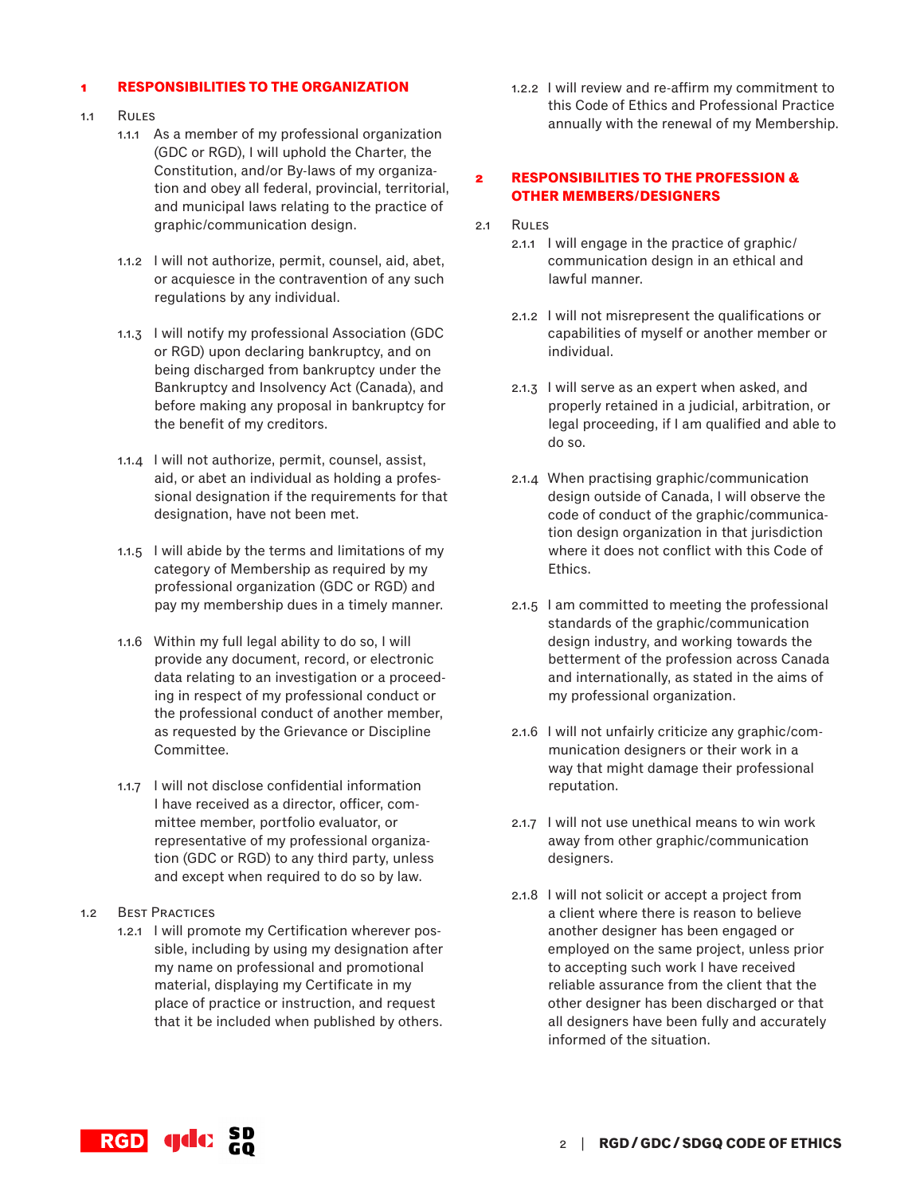## 1 RESPONSIBILITIES TO THE ORGANIZATION

### 1.1 Rules

1.1.1 As a member of my professional organization (GDC or RGD), I will uphold the Charter, the Constitution, and/or By-laws of my organization and obey all federal, provincial, territorial, and municipal laws relating to the practice of graphic/communication design.

1.1.2 I will not authorize, permit, counsel, aid, abet, or acquiesce in the contravention of any such regulations by any individual.

1.1.3 I will notify my professional Association (GDC or RGD) upon declaring bankruptcy, and on being discharged from bankruptcy under the Bankruptcy and Insolvency Act (Canada), and before making any proposal in bankruptcy for the benefit of my creditors.

1.1.4 I will not authorize, permit, counsel, assist, aid, or abet an individual as holding a professional designation if the requirements for that designation, have not been met.

1.1.5 I will abide by the terms and limitations of my category of Membership as required by my professional organization (GDC or RGD) and pay my membership dues in a timely manner.

1.1.6 Within my full legal ability to do so, I will provide any document, record, or electronic data relating to an investigation or a proceeding in respect of my professional conduct or the professional conduct of another member, as requested by the Grievance or Discipline Committee.

1.1.7 I will not disclose confidential information I have received as a director, officer, committee member, portfolio evaluator, or representative of my professional organization (GDC or RGD) to any third party, unless and except when required to do so by law.

### 1.2 Best Practices

1.2.1 I will promote my Certification wherever possible, including by using my designation after my name on professional and promotional material, displaying my Certificate in my place of practice or instruction, and request that it be included when published by others.

1.2.2 I will review and re-affirm my commitment to this Code of Ethics and Professional Practice annually with the renewal of my Membership.

## 2 RESPONSIBILITIES TO THE PROFESSION & OTHER MEMBERS/DESIGNERS

### 2.1 Rules

2.1.1 I will engage in the practice of graphic/communication design in an ethical and lawful manner.

2.1.2 I will not misrepresent the qualifications or capabilities of myself or another member or individual.

2.1.3 I will serve as an expert when asked, and properly retained in a judicial, arbitration, or legal proceeding, if I am qualified and able to do so.

2.1.4 When practising graphic/communication design outside of Canada, I will observe the code of conduct of the graphic/communication design organization in that jurisdiction where it does not conflict with this Code of Ethics.

2.1.5 I am committed to meeting the professional standards of the graphic/communication design industry, and working towards the betterment of the profession across Canada and internationally, as stated in the aims of my professional organization.

2.1.6 I will not unfairly criticize any graphic/communication designers or their work in a way that might damage their professional reputation.

2.1.7 I will not use unethical means to win work away from other graphic/communication designers.

2.1.8 I will not solicit or accept a project from a client where there is reason to believe another designer has been engaged or employed on the same project, unless prior to accepting such work I have received reliable assurance from the client that the other designer has been discharged or that all designers have been fully and accurately informed of the situation.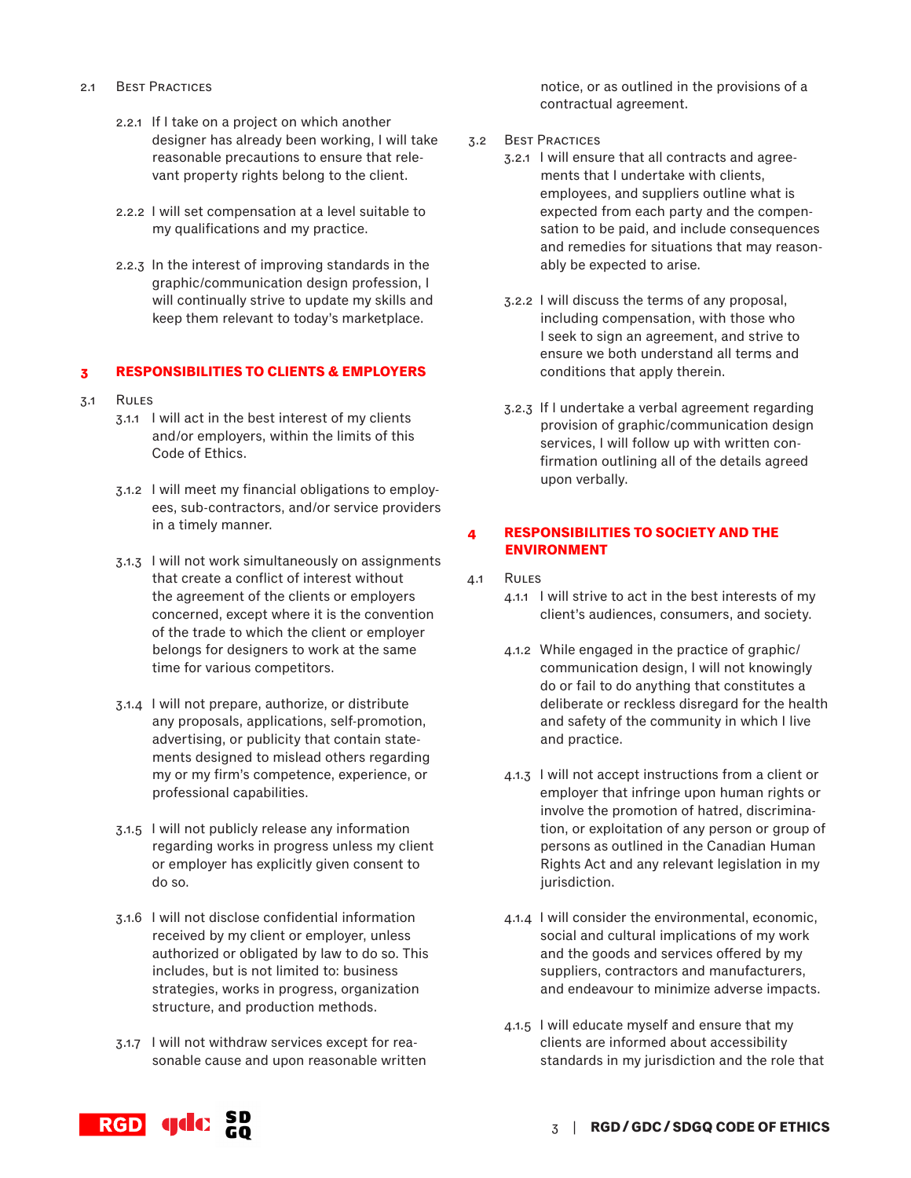2.1 Best Practices

2.2.1 If I take on a project on which another designer has already been working, I will take reasonable precautions to ensure that relevant property rights belong to the client.

2.2.2 I will set compensation at a level suitable to my qualifications and my practice.

2.2.3 In the interest of improving standards in the graphic/communication design profession, I will continually strive to update my skills and keep them relevant to today's marketplace.

## 3 RESPONSIBILITIES TO CLIENTS & EMPLOYERS

3.1 Rules

3.1.1 I will act in the best interest of my clients and/or employers, within the limits of this Code of Ethics.

3.1.2 I will meet my financial obligations to employees, sub-contractors, and/or service providers in a timely manner.

3.1.3 I will not work simultaneously on assignments that create a conflict of interest without the agreement of the clients or employers concerned, except where it is the convention of the trade to which the client or employer belongs for designers to work at the same time for various competitors.

3.1.4 I will not prepare, authorize, or distribute any proposals, applications, self-promotion, advertising, or publicity that contain statements designed to mislead others regarding my or my firm's competence, experience, or professional capabilities.

3.1.5 I will not publicly release any information regarding works in progress unless my client or employer has explicitly given consent to do so.

3.1.6 I will not disclose confidential information received by my client or employer, unless authorized or obligated by law to do so. This includes, but is not limited to: business strategies, works in progress, organization structure, and production methods.

3.1.7 I will not withdraw services except for reasonable cause and upon reasonable written notice, or as outlined in the provisions of a contractual agreement.

3.2 Best Practices

3.2.1 I will ensure that all contracts and agreements that I undertake with clients, employees, and suppliers outline what is expected from each party and the compensation to be paid, and include consequences and remedies for situations that may reasonably be expected to arise.

3.2.2 I will discuss the terms of any proposal, including compensation, with those who I seek to sign an agreement, and strive to ensure we both understand all terms and conditions that apply therein.

3.2.3 If I undertake a verbal agreement regarding provision of graphic/communication design services, I will follow up with written confirmation outlining all of the details agreed upon verbally.

## 4 RESPONSIBILITIES TO SOCIETY AND THE ENVIRONMENT

4.1 Rules

4.1.1 I will strive to act in the best interests of my client's audiences, consumers, and society.

4.1.2 While engaged in the practice of graphic/communication design, I will not knowingly do or fail to do anything that constitutes a deliberate or reckless disregard for the health and safety of the community in which I live and practice.

4.1.3 I will not accept instructions from a client or employer that infringe upon human rights or involve the promotion of hatred, discrimination, or exploitation of any person or group of persons as outlined in the Canadian Human Rights Act and any relevant legislation in my jurisdiction.

4.1.4 I will consider the environmental, economic, social and cultural implications of my work and the goods and services offered by my suppliers, contractors and manufacturers, and endeavour to minimize adverse impacts.

4.1.5 I will educate myself and ensure that my clients are informed about accessibility standards in my jurisdiction and the role that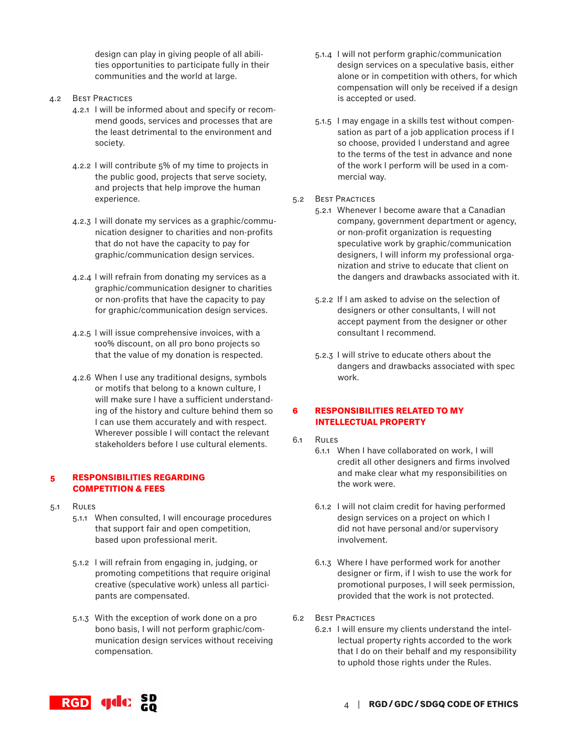design can play in giving people of all abilities opportunities to participate fully in their communities and the world at large.

4.2 Best Practices

4.2.1 I will be informed about and specify or recommend goods, services and processes that are the least detrimental to the environment and society.

4.2.2 I will contribute 5% of my time to projects in the public good, projects that serve society, and projects that help improve the human experience.

4.2.3 I will donate my services as a graphic/communication designer to charities and non-profits that do not have the capacity to pay for graphic/communication design services.

4.2.4 I will refrain from donating my services as a graphic/communication designer to charities or non-profits that have the capacity to pay for graphic/communication design services.

4.2.5 I will issue comprehensive invoices, with a 100% discount, on all pro bono projects so that the value of my donation is respected.

4.2.6 When I use any traditional designs, symbols or motifs that belong to a known culture, I will make sure I have a sufficient understanding of the history and culture behind them so I can use them accurately and with respect. Wherever possible I will contact the relevant stakeholders before I use cultural elements.

## 5 RESPONSIBILITIES REGARDING COMPETITION & FEES

5.1 Rules

5.1.1 When consulted, I will encourage procedures that support fair and open competition, based upon professional merit.

5.1.2 I will refrain from engaging in, judging, or promoting competitions that require original creative (speculative work) unless all participants are compensated.

5.1.3 With the exception of work done on a pro bono basis, I will not perform graphic/communication design services without receiving compensation.

5.1.4 I will not perform graphic/communication design services on a speculative basis, either alone or in competition with others, for which compensation will only be received if a design is accepted or used.

5.1.5 I may engage in a skills test without compensation as part of a job application process if I so choose, provided I understand and agree to the terms of the test in advance and none of the work I perform will be used in a commercial way.

5.2 Best Practices

5.2.1 Whenever I become aware that a Canadian company, government department or agency, or non-profit organization is requesting speculative work by graphic/communication designers, I will inform my professional organization and strive to educate that client on the dangers and drawbacks associated with it.

5.2.2 If I am asked to advise on the selection of designers or other consultants, I will not accept payment from the designer or other consultant I recommend.

5.2.3 I will strive to educate others about the dangers and drawbacks associated with spec work.

## 6 RESPONSIBILITIES RELATED TO MY INTELLECTUAL PROPERTY

6.1 Rules

6.1.1 When I have collaborated on work, I will credit all other designers and firms involved and make clear what my responsibilities on the work were.

6.1.2 I will not claim credit for having performed design services on a project on which I did not have personal and/or supervisory involvement.

6.1.3 Where I have performed work for another designer or firm, if I wish to use the work for promotional purposes, I will seek permission, provided that the work is not protected.

6.2 Best Practices

6.2.1 I will ensure my clients understand the intellectual property rights accorded to the work that I do on their behalf and my responsibility to uphold those rights under the Rules.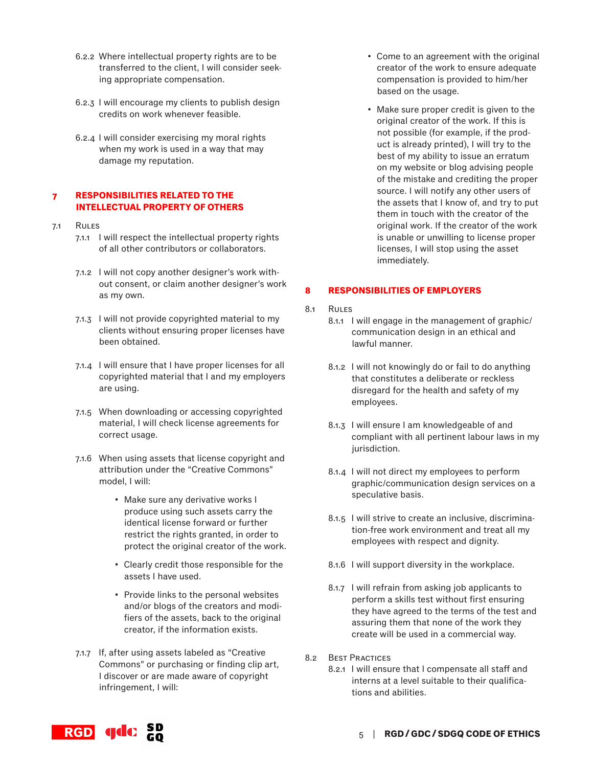6.2.2 Where intellectual property rights are to be transferred to the client, I will consider seeking appropriate compensation.

6.2.3 I will encourage my clients to publish design credits on work whenever feasible.

6.2.4 I will consider exercising my moral rights when my work is used in a way that may damage my reputation.

## 7 RESPONSIBILITIES RELATED TO THE INTELLECTUAL PROPERTY OF OTHERS

### 7.1 Rules

7.1.1 I will respect the intellectual property rights of all other contributors or collaborators.

7.1.2 I will not copy another designer's work without consent, or claim another designer's work as my own.

7.1.3 I will not provide copyrighted material to my clients without ensuring proper licenses have been obtained.

7.1.4 I will ensure that I have proper licenses for all copyrighted material that I and my employers are using.

7.1.5 When downloading or accessing copyrighted material, I will check license agreements for correct usage.

7.1.6 When using assets that license copyright and attribution under the "Creative Commons" model, I will:

- Make sure any derivative works I produce using such assets carry the identical license forward or further restrict the rights granted, in order to protect the original creator of the work.
- Clearly credit those responsible for the assets I have used.
- Provide links to the personal websites and/or blogs of the creators and modifiers of the assets, back to the original creator, if the information exists.

7.1.7 If, after using assets labeled as "Creative Commons" or purchasing or finding clip art, I discover or are made aware of copyright infringement, I will:

- Come to an agreement with the original creator of the work to ensure adequate compensation is provided to him/her based on the usage.
- Make sure proper credit is given to the original creator of the work. If this is not possible (for example, if the product is already printed), I will try to the best of my ability to issue an erratum on my website or blog advising people of the mistake and crediting the proper source. I will notify any other users of the assets that I know of, and try to put them in touch with the creator of the original work. If the creator of the work is unable or unwilling to license proper licenses, I will stop using the asset immediately.

## 8 RESPONSIBILITIES OF EMPLOYERS

### 8.1 Rules

8.1.1 I will engage in the management of graphic/communication design in an ethical and lawful manner.

8.1.2 I will not knowingly do or fail to do anything that constitutes a deliberate or reckless disregard for the health and safety of my employees.

8.1.3 I will ensure I am knowledgeable of and compliant with all pertinent labour laws in my jurisdiction.

8.1.4 I will not direct my employees to perform graphic/communication design services on a speculative basis.

8.1.5 I will strive to create an inclusive, discrimination-free work environment and treat all my employees with respect and dignity.

8.1.6 I will support diversity in the workplace.

8.1.7 I will refrain from asking job applicants to perform a skills test without first ensuring they have agreed to the terms of the test and assuring them that none of the work they create will be used in a commercial way.

### 8.2 Best Practices

8.2.1 I will ensure that I compensate all staff and interns at a level suitable to their qualifications and abilities.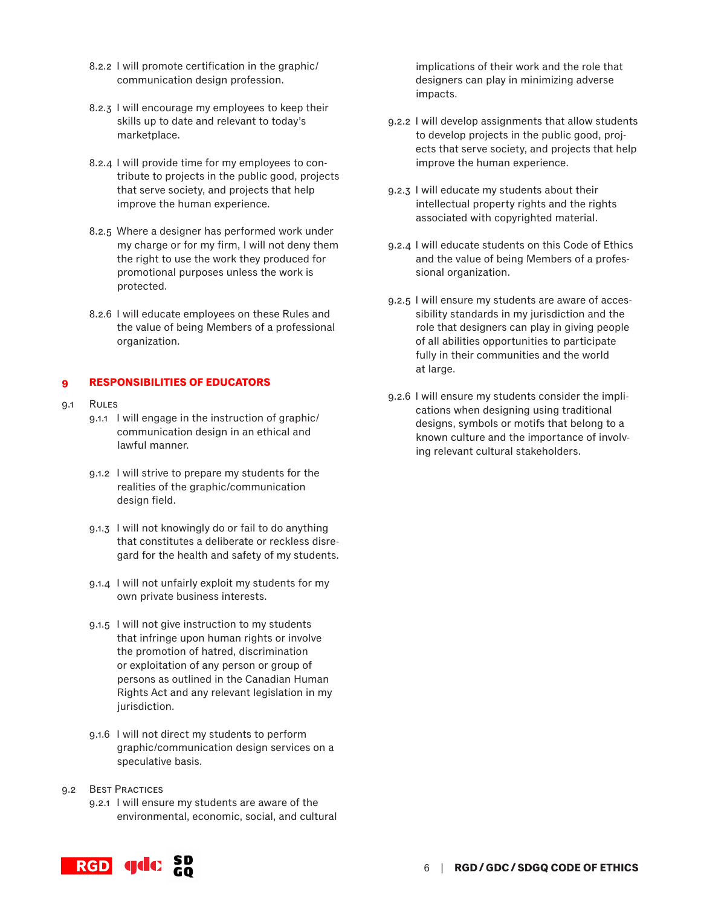8.2.2 I will promote certification in the graphic/communication design profession.

8.2.3 I will encourage my employees to keep their skills up to date and relevant to today's marketplace.

8.2.4 I will provide time for my employees to contribute to projects in the public good, projects that serve society, and projects that help improve the human experience.

8.2.5 Where a designer has performed work under my charge or for my firm, I will not deny them the right to use the work they produced for promotional purposes unless the work is protected.

8.2.6 I will educate employees on these Rules and the value of being Members of a professional organization.

## 9 RESPONSIBILITIES OF EDUCATORS

### 9.1 Rules

9.1.1 I will engage in the instruction of graphic/communication design in an ethical and lawful manner.

9.1.2 I will strive to prepare my students for the realities of the graphic/communication design field.

9.1.3 I will not knowingly do or fail to do anything that constitutes a deliberate or reckless disregard for the health and safety of my students.

9.1.4 I will not unfairly exploit my students for my own private business interests.

9.1.5 I will not give instruction to my students that infringe upon human rights or involve the promotion of hatred, discrimination or exploitation of any person or group of persons as outlined in the Canadian Human Rights Act and any relevant legislation in my jurisdiction.

9.1.6 I will not direct my students to perform graphic/communication design services on a speculative basis.

### 9.2 Best Practices

9.2.1 I will ensure my students are aware of the environmental, economic, social, and cultural implications of their work and the role that designers can play in minimizing adverse impacts.

9.2.2 I will develop assignments that allow students to develop projects in the public good, projects that serve society, and projects that help improve the human experience.

9.2.3 I will educate my students about their intellectual property rights and the rights associated with copyrighted material.

9.2.4 I will educate students on this Code of Ethics and the value of being Members of a professional organization.

9.2.5 I will ensure my students are aware of accessibility standards in my jurisdiction and the role that designers can play in giving people of all abilities opportunities to participate fully in their communities and the world at large.

9.2.6 I will ensure my students consider the implications when designing using traditional designs, symbols or motifs that belong to a known culture and the importance of involving relevant cultural stakeholders.